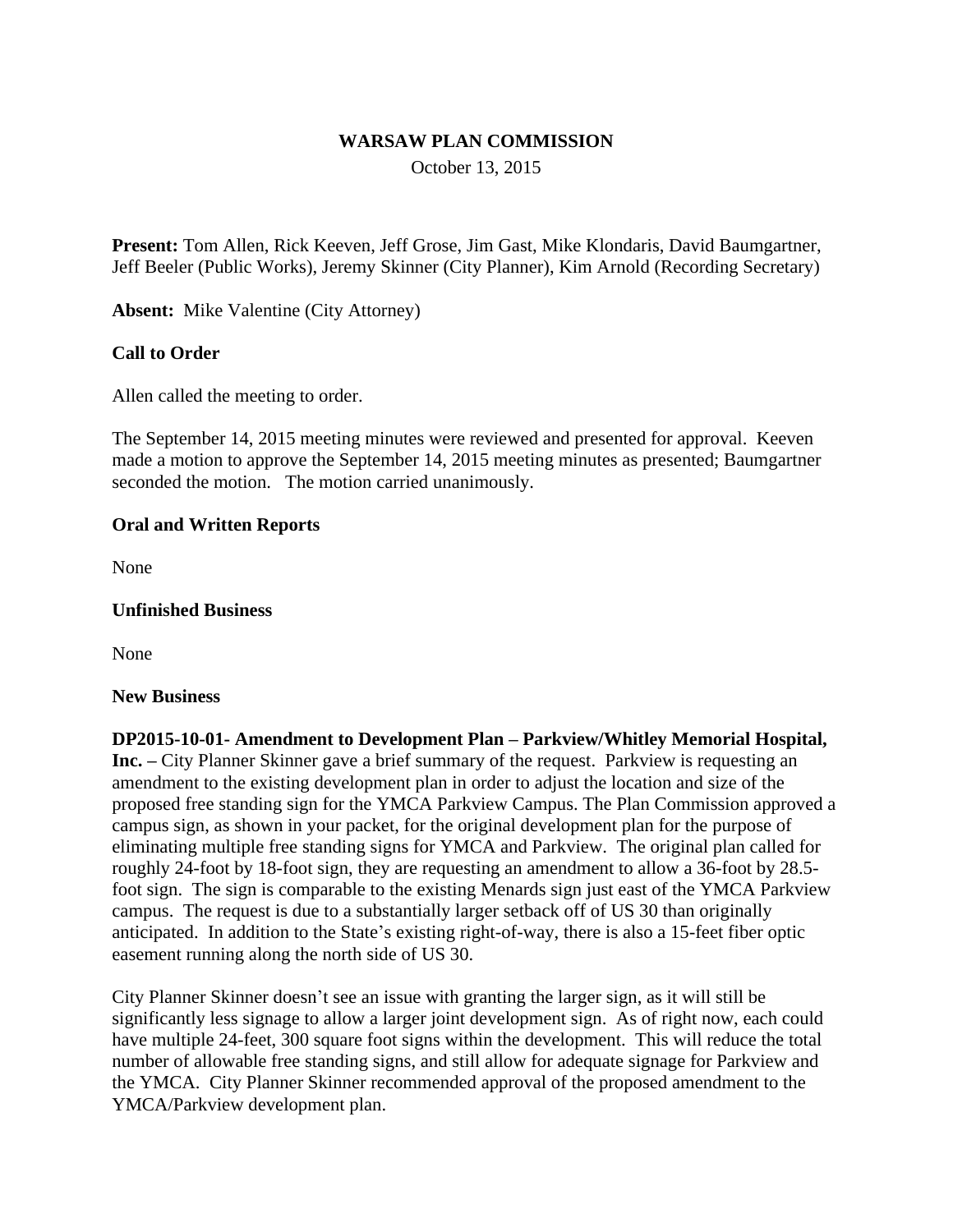**WARSAW PLAN COMMISSION**

October 13, 2015

**Present:** Tom Allen, Rick Keeven, Jeff Grose, Jim Gast, Mike Klondaris, David Baumgartner, Jeff Beeler (Public Works), Jeremy Skinner (City Planner), Kim Arnold (Recording Secretary)

**Absent:** Mike Valentine (City Attorney)

**Call to Order**

Allen called the meeting to order.

The September 14, 2015 meeting minutes were reviewed and presented for approval. Keeven made a motion to approve the September 14, 2015 meeting minutes as presented; Baumgartner seconded the motion. The motion carried unanimously.

**Oral and Written Reports**

None

**Unfinished Business**

None

**New Business**

**DP2015-10-01- Amendment to Development Plan – Parkview/Whitley Memorial Hospital, Inc. –** City Planner Skinner gave a brief summary of the request. Parkview is requesting an amendment to the existing development plan in order to adjust the location and size of the proposed free standing sign for the YMCA Parkview Campus. The Plan Commission approved a campus sign, as shown in your packet, for the original development plan for the purpose of eliminating multiple free standing signs for YMCA and Parkview. The original plan called for roughly 24-foot by 18-foot sign, they are requesting an amendment to allow a 36-foot by 28.5-foot sign. The sign is comparable to the existing Menards sign just east of the YMCA Parkview campus. The request is due to a substantially larger setback off of US 30 than originally anticipated. In addition to the State's existing right-of-way, there is also a 15-feet fiber optic easement running along the north side of US 30.

City Planner Skinner doesn't see an issue with granting the larger sign, as it will still be significantly less signage to allow a larger joint development sign. As of right now, each could have multiple 24-feet, 300 square foot signs within the development. This will reduce the total number of allowable free standing signs, and still allow for adequate signage for Parkview and the YMCA. City Planner Skinner recommended approval of the proposed amendment to the YMCA/Parkview development plan.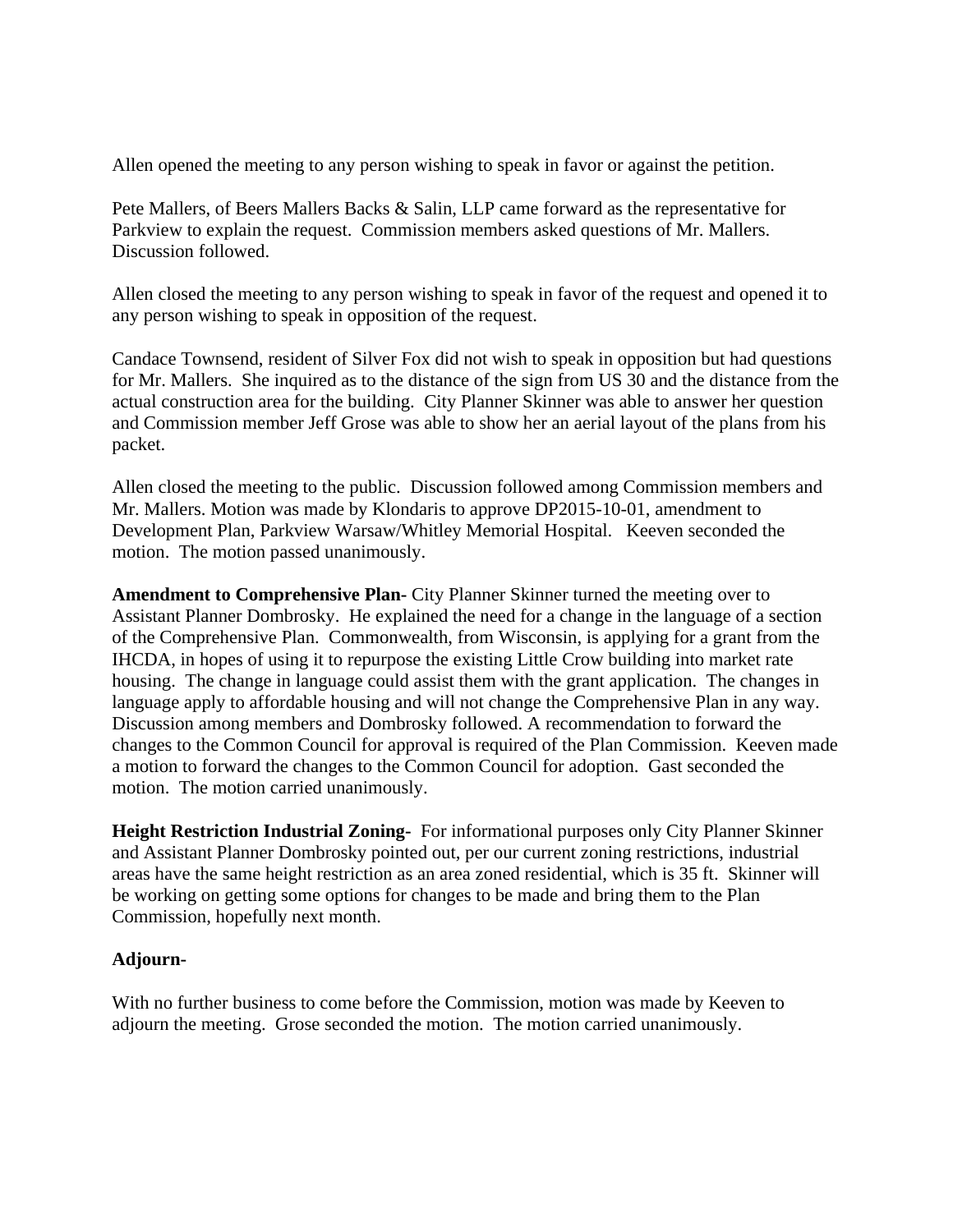Allen opened the meeting to any person wishing to speak in favor or against the petition.

Pete Mallers, of Beers Mallers Backs & Salin, LLP came forward as the representative for Parkview to explain the request. Commission members asked questions of Mr. Mallers. Discussion followed.

Allen closed the meeting to any person wishing to speak in favor of the request and opened it to any person wishing to speak in opposition of the request.

Candace Townsend, resident of Silver Fox did not wish to speak in opposition but had questions for Mr. Mallers. She inquired as to the distance of the sign from US 30 and the distance from the actual construction area for the building. City Planner Skinner was able to answer her question and Commission member Jeff Grose was able to show her an aerial layout of the plans from his packet.

Allen closed the meeting to the public. Discussion followed among Commission members and Mr. Mallers. Motion was made by Klondaris to approve DP2015-10-01, amendment to Development Plan, Parkview Warsaw/Whitley Memorial Hospital. Keeven seconded the motion. The motion passed unanimously.

**Amendment to Comprehensive Plan-** City Planner Skinner turned the meeting over to Assistant Planner Dombrosky. He explained the need for a change in the language of a section of the Comprehensive Plan. Commonwealth, from Wisconsin, is applying for a grant from the IHCDA, in hopes of using it to repurpose the existing Little Crow building into market rate housing. The change in language could assist them with the grant application. The changes in language apply to affordable housing and will not change the Comprehensive Plan in any way. Discussion among members and Dombrosky followed. A recommendation to forward the changes to the Common Council for approval is required of the Plan Commission. Keeven made a motion to forward the changes to the Common Council for adoption. Gast seconded the motion. The motion carried unanimously.

**Height Restriction Industrial Zoning-** For informational purposes only City Planner Skinner and Assistant Planner Dombrosky pointed out, per our current zoning restrictions, industrial areas have the same height restriction as an area zoned residential, which is 35 ft. Skinner will be working on getting some options for changes to be made and bring them to the Plan Commission, hopefully next month.

**Adjourn-**

With no further business to come before the Commission, motion was made by Keeven to adjourn the meeting. Grose seconded the motion. The motion carried unanimously.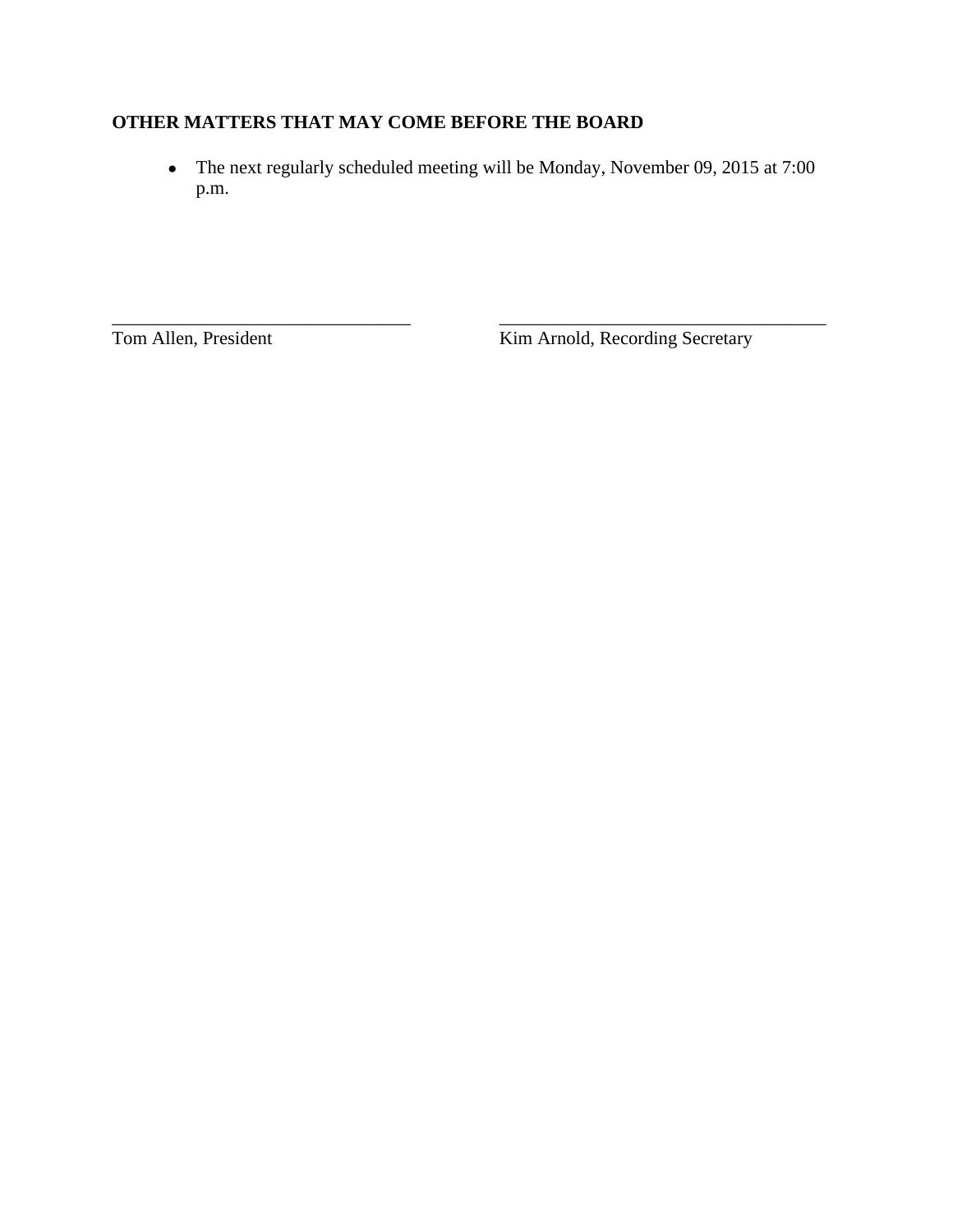**OTHER MATTERS THAT MAY COME BEFORE THE BOARD**

- The next regularly scheduled meeting will be Monday, November 09, 2015 at 7:00 p.m.

| | |
|---|---|
| _________________________________ | ____________________________________ |
| Tom Allen, President | Kim Arnold, Recording Secretary |